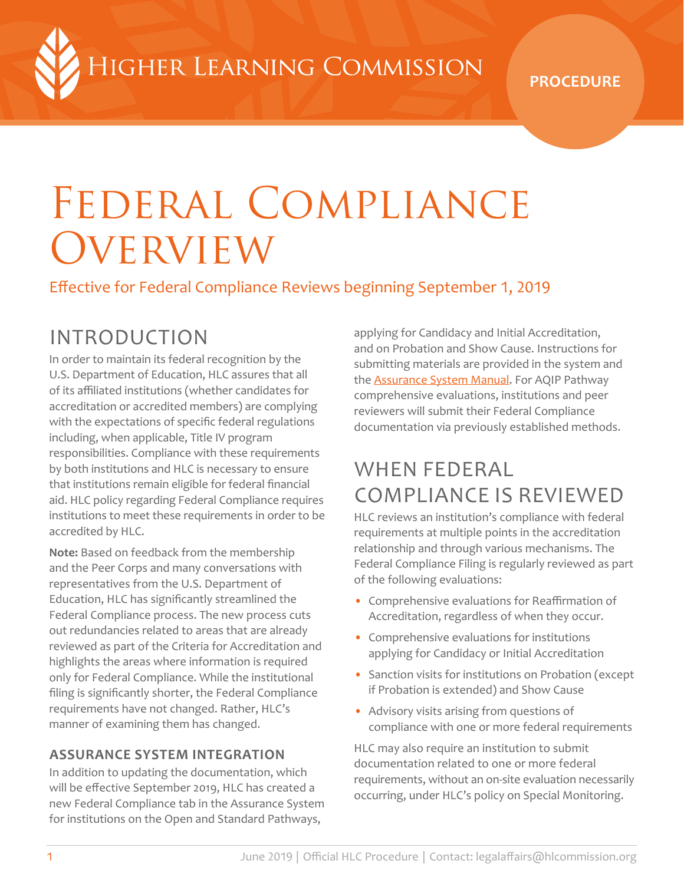Higher Learning Commission

PROCEDURE

# Federal Compliance Overview

Effective for Federal Compliance Reviews beginning September 1, 2019

## INTRODUCTION

In order to maintain its federal recognition by the U.S. Department of Education, HLC assures that all of its affiliated institutions (whether candidates for accreditation or accredited members) are complying with the expectations of specific federal regulations including, when applicable, Title IV program responsibilities. Compliance with these requirements by both institutions and HLC is necessary to ensure that institutions remain eligible for federal financial aid. HLC policy regarding Federal Compliance requires institutions to meet these requirements in order to be accredited by HLC.

**Note:** Based on feedback from the membership and the Peer Corps and many conversations with representatives from the U.S. Department of Education, HLC has significantly streamlined the Federal Compliance process. The new process cuts out redundancies related to areas that are already reviewed as part of the Criteria for Accreditation and highlights the areas where information is required only for Federal Compliance. While the institutional filing is significantly shorter, the Federal Compliance requirements have not changed. Rather, HLC's manner of examining them has changed.

### ASSURANCE SYSTEM INTEGRATION

In addition to updating the documentation, which will be effective September 2019, HLC has created a new Federal Compliance tab in the Assurance System for institutions on the Open and Standard Pathways, applying for Candidacy and Initial Accreditation, and on Probation and Show Cause. Instructions for submitting materials are provided in the system and the Assurance System Manual. For AQIP Pathway comprehensive evaluations, institutions and peer reviewers will submit their Federal Compliance documentation via previously established methods.

## WHEN FEDERAL COMPLIANCE IS REVIEWED

HLC reviews an institution's compliance with federal requirements at multiple points in the accreditation relationship and through various mechanisms. The Federal Compliance Filing is regularly reviewed as part of the following evaluations:

- Comprehensive evaluations for Reaffirmation of Accreditation, regardless of when they occur.
- Comprehensive evaluations for institutions applying for Candidacy or Initial Accreditation
- Sanction visits for institutions on Probation (except if Probation is extended) and Show Cause
- Advisory visits arising from questions of compliance with one or more federal requirements

HLC may also require an institution to submit documentation related to one or more federal requirements, without an on-site evaluation necessarily occurring, under HLC's policy on Special Monitoring.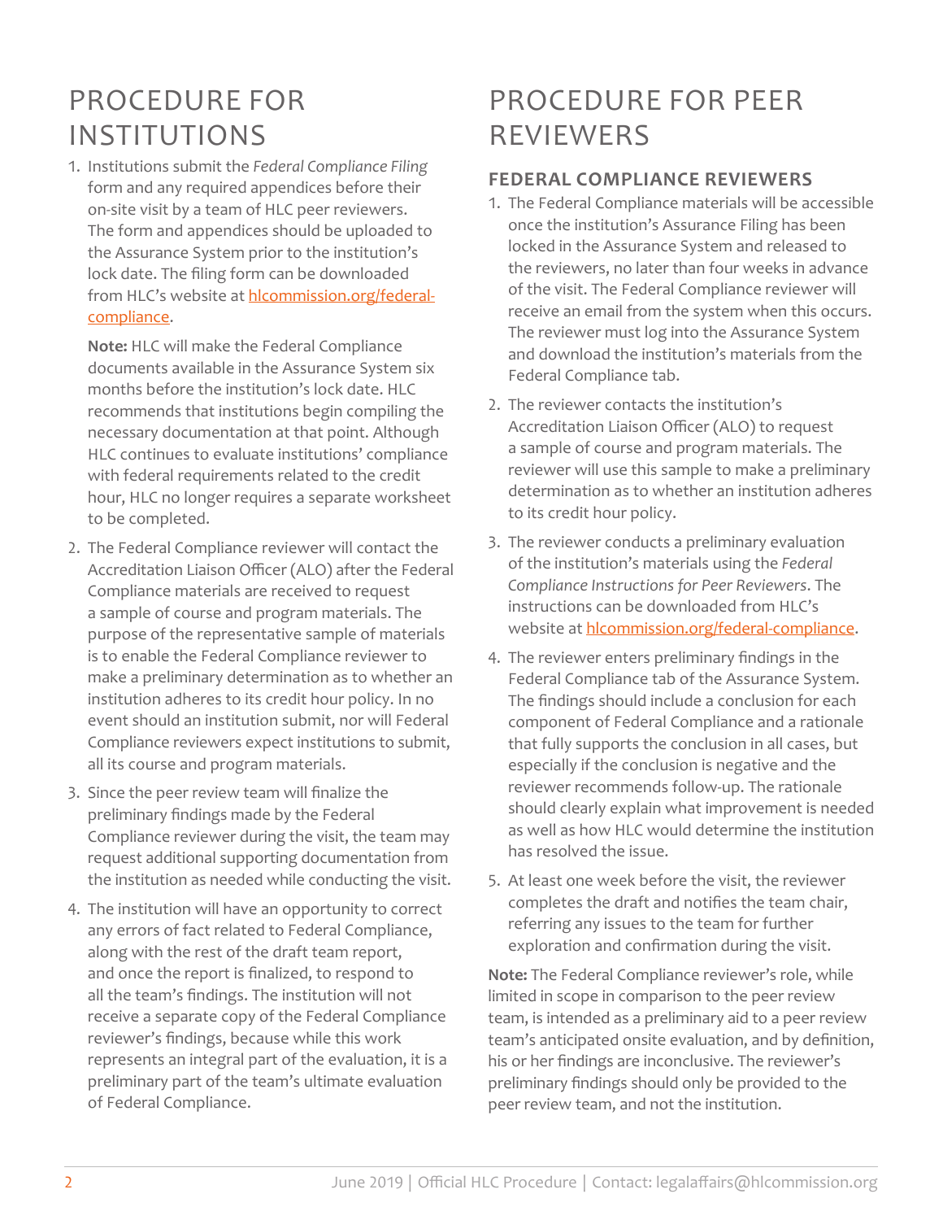# PROCEDURE FOR INSTITUTIONS

1. Institutions submit the *Federal Compliance Filing* form and any required appendices before their on-site visit by a team of HLC peer reviewers. The form and appendices should be uploaded to the Assurance System prior to the institution's lock date. The filing form can be downloaded from HLC's website at [hlcommission.org/federal-compliance](hlcommission.org/federal-compliance).

   **Note:** HLC will make the Federal Compliance documents available in the Assurance System six months before the institution's lock date. HLC recommends that institutions begin compiling the necessary documentation at that point. Although HLC continues to evaluate institutions' compliance with federal requirements related to the credit hour, HLC no longer requires a separate worksheet to be completed.

2. The Federal Compliance reviewer will contact the Accreditation Liaison Officer (ALO) after the Federal Compliance materials are received to request a sample of course and program materials. The purpose of the representative sample of materials is to enable the Federal Compliance reviewer to make a preliminary determination as to whether an institution adheres to its credit hour policy. In no event should an institution submit, nor will Federal Compliance reviewers expect institutions to submit, all its course and program materials.

3. Since the peer review team will finalize the preliminary findings made by the Federal Compliance reviewer during the visit, the team may request additional supporting documentation from the institution as needed while conducting the visit.

4. The institution will have an opportunity to correct any errors of fact related to Federal Compliance, along with the rest of the draft team report, and once the report is finalized, to respond to all the team's findings. The institution will not receive a separate copy of the Federal Compliance reviewer's findings, because while this work represents an integral part of the evaluation, it is a preliminary part of the team's ultimate evaluation of Federal Compliance.

# PROCEDURE FOR PEER REVIEWERS

## FEDERAL COMPLIANCE REVIEWERS

1. The Federal Compliance materials will be accessible once the institution's Assurance Filing has been locked in the Assurance System and released to the reviewers, no later than four weeks in advance of the visit. The Federal Compliance reviewer will receive an email from the system when this occurs. The reviewer must log into the Assurance System and download the institution's materials from the Federal Compliance tab.

2. The reviewer contacts the institution's Accreditation Liaison Officer (ALO) to request a sample of course and program materials. The reviewer will use this sample to make a preliminary determination as to whether an institution adheres to its credit hour policy.

3. The reviewer conducts a preliminary evaluation of the institution's materials using the *Federal Compliance Instructions for Peer Reviewers*. The instructions can be downloaded from HLC's website at [hlcommission.org/federal-compliance](hlcommission.org/federal-compliance).

4. The reviewer enters preliminary findings in the Federal Compliance tab of the Assurance System. The findings should include a conclusion for each component of Federal Compliance and a rationale that fully supports the conclusion in all cases, but especially if the conclusion is negative and the reviewer recommends follow-up. The rationale should clearly explain what improvement is needed as well as how HLC would determine the institution has resolved the issue.

5. At least one week before the visit, the reviewer completes the draft and notifies the team chair, referring any issues to the team for further exploration and confirmation during the visit.

**Note:** The Federal Compliance reviewer's role, while limited in scope in comparison to the peer review team, is intended as a preliminary aid to a peer review team's anticipated onsite evaluation, and by definition, his or her findings are inconclusive. The reviewer's preliminary findings should only be provided to the peer review team, and not the institution.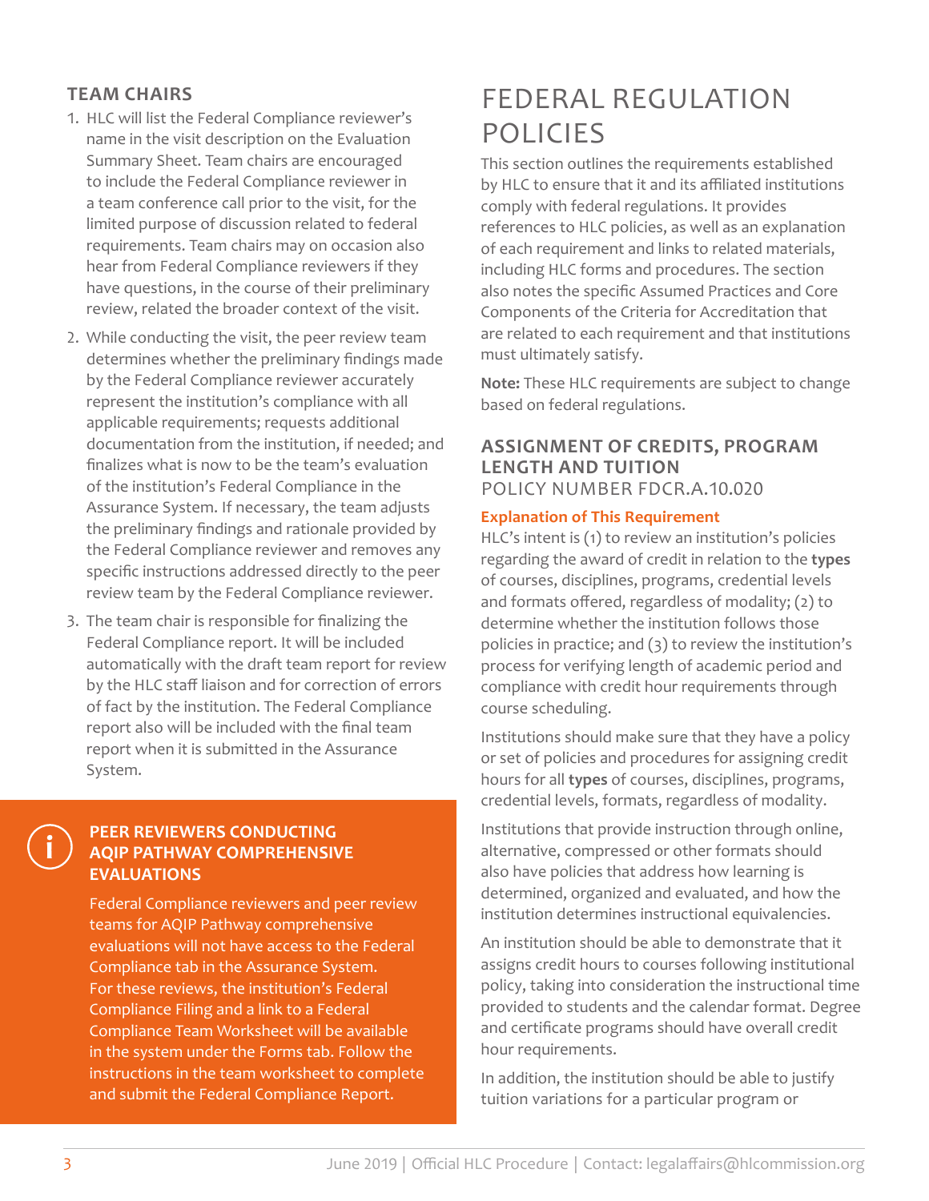### TEAM CHAIRS

1. HLC will list the Federal Compliance reviewer's name in the visit description on the Evaluation Summary Sheet. Team chairs are encouraged to include the Federal Compliance reviewer in a team conference call prior to the visit, for the limited purpose of discussion related to federal requirements. Team chairs may on occasion also hear from Federal Compliance reviewers if they have questions, in the course of their preliminary review, related the broader context of the visit.
2. While conducting the visit, the peer review team determines whether the preliminary findings made by the Federal Compliance reviewer accurately represent the institution's compliance with all applicable requirements; requests additional documentation from the institution, if needed; and finalizes what is now to be the team's evaluation of the institution's Federal Compliance in the Assurance System. If necessary, the team adjusts the preliminary findings and rationale provided by the Federal Compliance reviewer and removes any specific instructions addressed directly to the peer review team by the Federal Compliance reviewer.
3. The team chair is responsible for finalizing the Federal Compliance report. It will be included automatically with the draft team report for review by the HLC staff liaison and for correction of errors of fact by the institution. The Federal Compliance report also will be included with the final team report when it is submitted in the Assurance System.

**PEER REVIEWERS CONDUCTING AQIP PATHWAY COMPREHENSIVE EVALUATIONS**

Federal Compliance reviewers and peer review teams for AQIP Pathway comprehensive evaluations will not have access to the Federal Compliance tab in the Assurance System. For these reviews, the institution's Federal Compliance Filing and a link to a Federal Compliance Team Worksheet will be available in the system under the Forms tab. Follow the instructions in the team worksheet to complete and submit the Federal Compliance Report.

# FEDERAL REGULATION POLICIES

This section outlines the requirements established by HLC to ensure that it and its affiliated institutions comply with federal regulations. It provides references to HLC policies, as well as an explanation of each requirement and links to related materials, including HLC forms and procedures. The section also notes the specific Assumed Practices and Core Components of the Criteria for Accreditation that are related to each requirement and that institutions must ultimately satisfy.

**Note:** These HLC requirements are subject to change based on federal regulations.

## ASSIGNMENT OF CREDITS, PROGRAM LENGTH AND TUITION

POLICY NUMBER FDCR.A.10.020

**Explanation of This Requirement**

HLC's intent is (1) to review an institution's policies regarding the award of credit in relation to the **types** of courses, disciplines, programs, credential levels and formats offered, regardless of modality; (2) to determine whether the institution follows those policies in practice; and (3) to review the institution's process for verifying length of academic period and compliance with credit hour requirements through course scheduling.

Institutions should make sure that they have a policy or set of policies and procedures for assigning credit hours for all **types** of courses, disciplines, programs, credential levels, formats, regardless of modality.

Institutions that provide instruction through online, alternative, compressed or other formats should also have policies that address how learning is determined, organized and evaluated, and how the institution determines instructional equivalencies.

An institution should be able to demonstrate that it assigns credit hours to courses following institutional policy, taking into consideration the instructional time provided to students and the calendar format. Degree and certificate programs should have overall credit hour requirements.

In addition, the institution should be able to justify tuition variations for a particular program or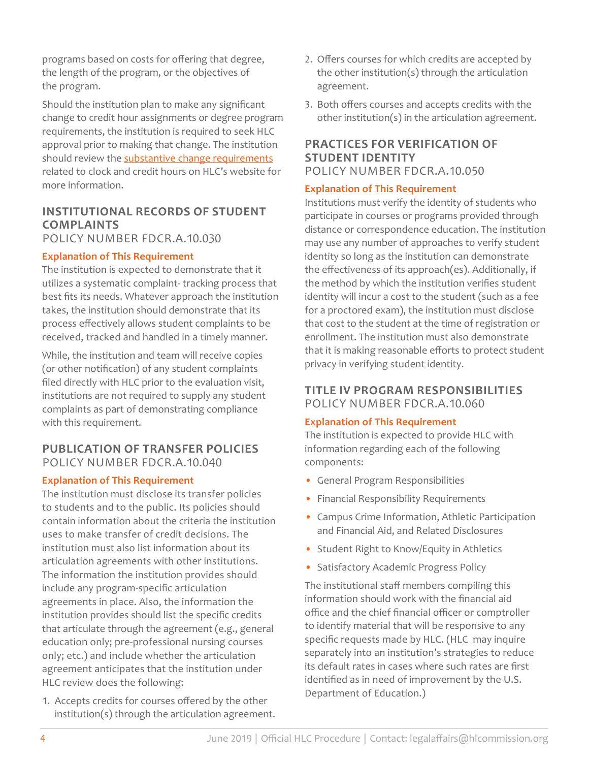programs based on costs for offering that degree, the length of the program, or the objectives of the program.

Should the institution plan to make any significant change to credit hour assignments or degree program requirements, the institution is required to seek HLC approval prior to making that change. The institution should review the substantive change requirements related to clock and credit hours on HLC's website for more information.

## INSTITUTIONAL RECORDS OF STUDENT COMPLAINTS
POLICY NUMBER FDCR.A.10.030

**Explanation of This Requirement**

The institution is expected to demonstrate that it utilizes a systematic complaint- tracking process that best fits its needs. Whatever approach the institution takes, the institution should demonstrate that its process effectively allows student complaints to be received, tracked and handled in a timely manner.

While, the institution and team will receive copies (or other notification) of any student complaints filed directly with HLC prior to the evaluation visit, institutions are not required to supply any student complaints as part of demonstrating compliance with this requirement.

## PUBLICATION OF TRANSFER POLICIES
POLICY NUMBER FDCR.A.10.040

**Explanation of This Requirement**

The institution must disclose its transfer policies to students and to the public. Its policies should contain information about the criteria the institution uses to make transfer of credit decisions. The institution must also list information about its articulation agreements with other institutions. The information the institution provides should include any program-specific articulation agreements in place. Also, the information the institution provides should list the specific credits that articulate through the agreement (e.g., general education only; pre-professional nursing courses only; etc.) and include whether the articulation agreement anticipates that the institution under HLC review does the following:

1. Accepts credits for courses offered by the other institution(s) through the articulation agreement.
2. Offers courses for which credits are accepted by the other institution(s) through the articulation agreement.
3. Both offers courses and accepts credits with the other institution(s) in the articulation agreement.

## PRACTICES FOR VERIFICATION OF STUDENT IDENTITY
POLICY NUMBER FDCR.A.10.050

**Explanation of This Requirement**

Institutions must verify the identity of students who participate in courses or programs provided through distance or correspondence education. The institution may use any number of approaches to verify student identity so long as the institution can demonstrate the effectiveness of its approach(es). Additionally, if the method by which the institution verifies student identity will incur a cost to the student (such as a fee for a proctored exam), the institution must disclose that cost to the student at the time of registration or enrollment. The institution must also demonstrate that it is making reasonable efforts to protect student privacy in verifying student identity.

## TITLE IV PROGRAM RESPONSIBILITIES
POLICY NUMBER FDCR.A.10.060

**Explanation of This Requirement**

The institution is expected to provide HLC with information regarding each of the following components:

- General Program Responsibilities
- Financial Responsibility Requirements
- Campus Crime Information, Athletic Participation and Financial Aid, and Related Disclosures
- Student Right to Know/Equity in Athletics
- Satisfactory Academic Progress Policy

The institutional staff members compiling this information should work with the financial aid office and the chief financial officer or comptroller to identify material that will be responsive to any specific requests made by HLC. (HLC may inquire separately into an institution's strategies to reduce its default rates in cases where such rates are first identified as in need of improvement by the U.S. Department of Education.)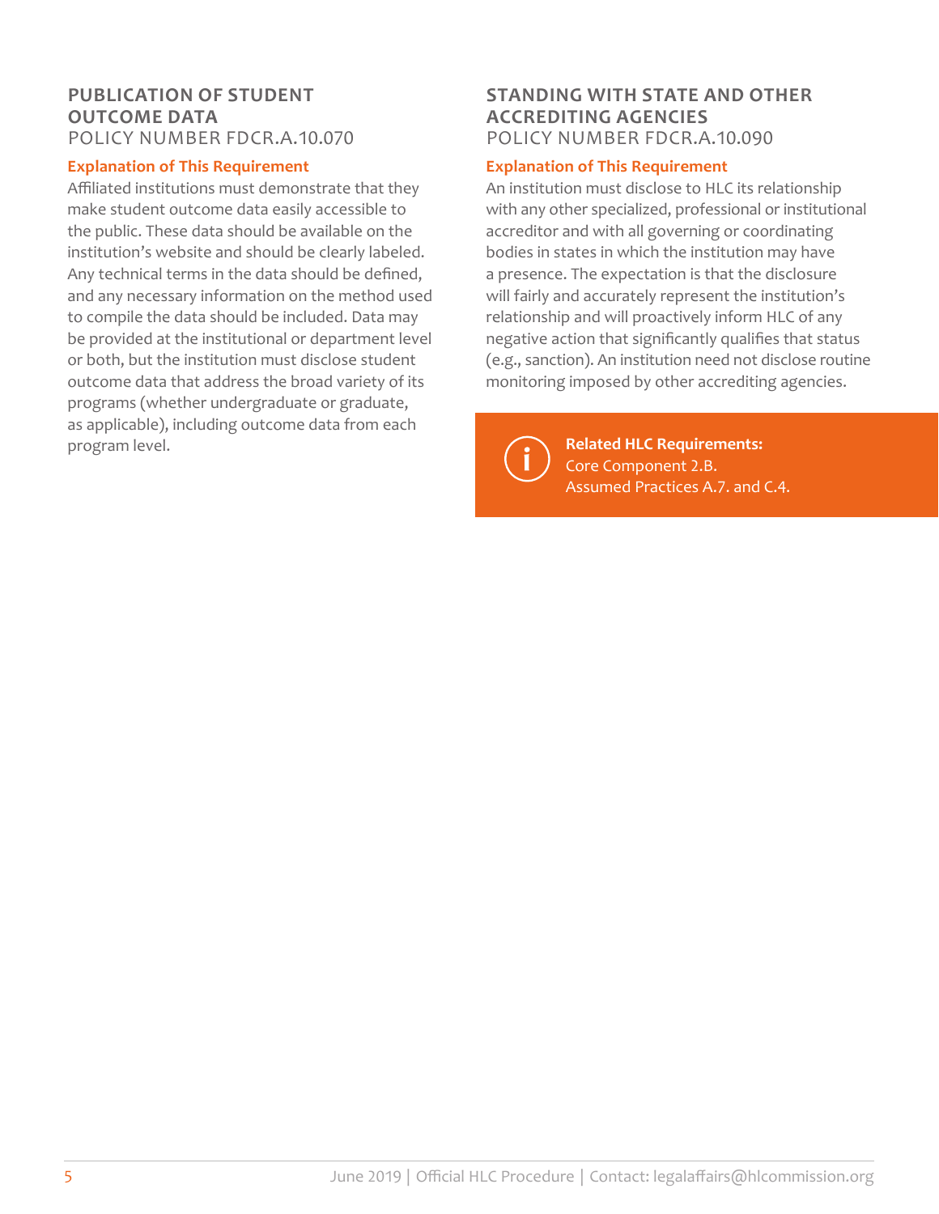## PUBLICATION OF STUDENT OUTCOME DATA
POLICY NUMBER FDCR.A.10.070

**Explanation of This Requirement**

Affiliated institutions must demonstrate that they make student outcome data easily accessible to the public. These data should be available on the institution's website and should be clearly labeled. Any technical terms in the data should be defined, and any necessary information on the method used to compile the data should be included. Data may be provided at the institutional or department level or both, but the institution must disclose student outcome data that address the broad variety of its programs (whether undergraduate or graduate, as applicable), including outcome data from each program level.

## STANDING WITH STATE AND OTHER ACCREDITING AGENCIES
POLICY NUMBER FDCR.A.10.090

**Explanation of This Requirement**

An institution must disclose to HLC its relationship with any other specialized, professional or institutional accreditor and with all governing or coordinating bodies in states in which the institution may have a presence. The expectation is that the disclosure will fairly and accurately represent the institution's relationship and will proactively inform HLC of any negative action that significantly qualifies that status (e.g., sanction). An institution need not disclose routine monitoring imposed by other accrediting agencies.

**Related HLC Requirements:**
Core Component 2.B.
Assumed Practices A.7. and C.4.